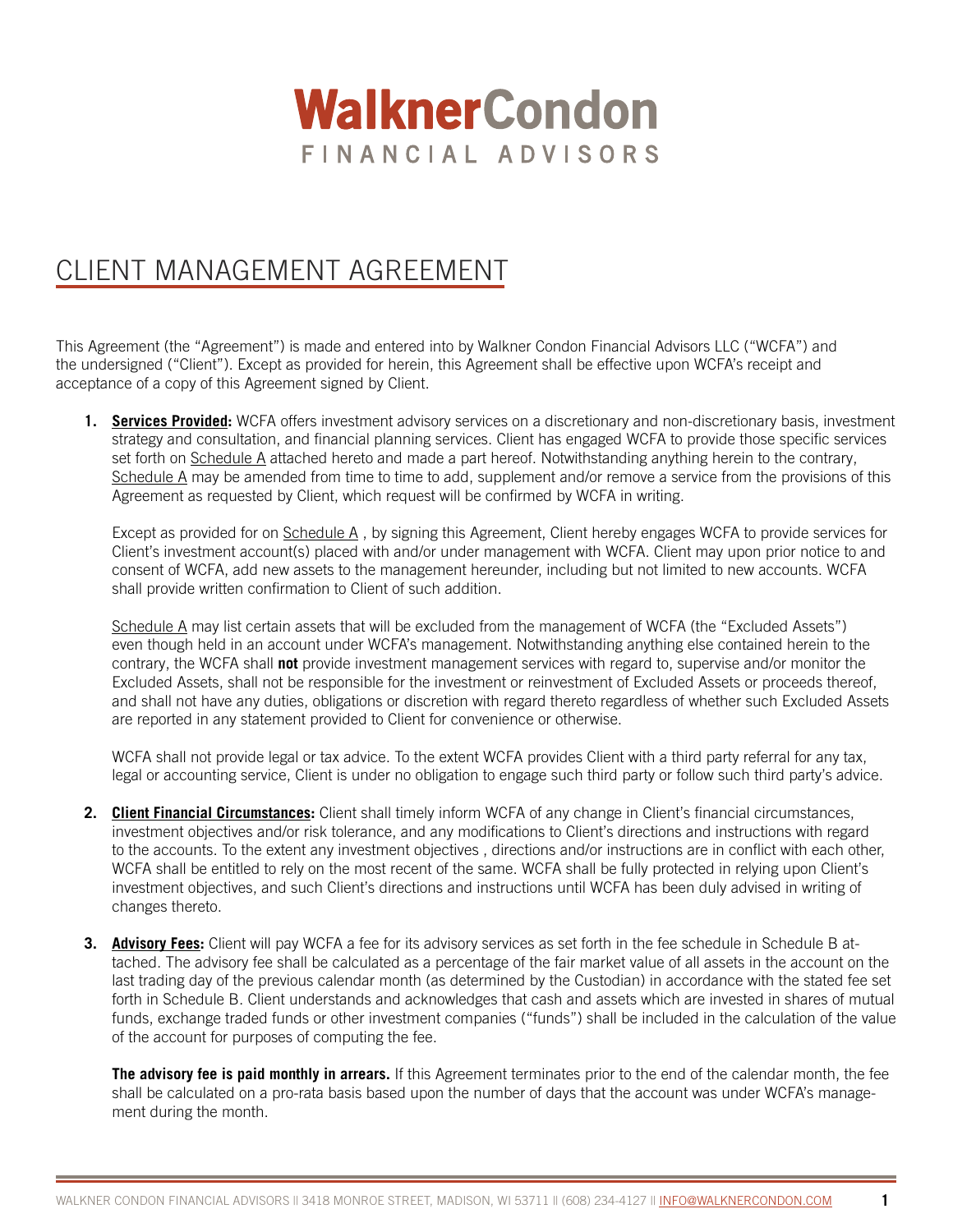# WalknerCondon

FINANCIAL ADVISORS

## CLIENT MANAGEMENT AGREEMENT

This Agreement (the "Agreement") is made and entered into by Walkner Condon Financial Advisors LLC ("WCFA") and the undersigned ("Client"). Except as provided for herein, this Agreement shall be effective upon WCFA's receipt and acceptance of a copy of this Agreement signed by Client.

1. **Services Provided:** WCFA offers investment advisory services on a discretionary and non-discretionary basis, investment strategy and consultation, and financial planning services. Client has engaged WCFA to provide those specific services set forth on Schedule A attached hereto and made a part hereof. Notwithstanding anything herein to the contrary, Schedule A may be amended from time to time to add, supplement and/or remove a service from the provisions of this Agreement as requested by Client, which request will be confirmed by WCFA in writing.

   Except as provided for on Schedule A , by signing this Agreement, Client hereby engages WCFA to provide services for Client's investment account(s) placed with and/or under management with WCFA. Client may upon prior notice to and consent of WCFA, add new assets to the management hereunder, including but not limited to new accounts. WCFA shall provide written confirmation to Client of such addition.

   Schedule A may list certain assets that will be excluded from the management of WCFA (the "Excluded Assets") even though held in an account under WCFA's management. Notwithstanding anything else contained herein to the contrary, the WCFA shall **not** provide investment management services with regard to, supervise and/or monitor the Excluded Assets, shall not be responsible for the investment or reinvestment of Excluded Assets or proceeds thereof, and shall not have any duties, obligations or discretion with regard thereto regardless of whether such Excluded Assets are reported in any statement provided to Client for convenience or otherwise.

   WCFA shall not provide legal or tax advice. To the extent WCFA provides Client with a third party referral for any tax, legal or accounting service, Client is under no obligation to engage such third party or follow such third party's advice.

2. **Client Financial Circumstances:** Client shall timely inform WCFA of any change in Client's financial circumstances, investment objectives and/or risk tolerance, and any modifications to Client's directions and instructions with regard to the accounts. To the extent any investment objectives , directions and/or instructions are in conflict with each other, WCFA shall be entitled to rely on the most recent of the same. WCFA shall be fully protected in relying upon Client's investment objectives, and such Client's directions and instructions until WCFA has been duly advised in writing of changes thereto.

3. **Advisory Fees:** Client will pay WCFA a fee for its advisory services as set forth in the fee schedule in Schedule B attached. The advisory fee shall be calculated as a percentage of the fair market value of all assets in the account on the last trading day of the previous calendar month (as determined by the Custodian) in accordance with the stated fee set forth in Schedule B. Client understands and acknowledges that cash and assets which are invested in shares of mutual funds, exchange traded funds or other investment companies ("funds") shall be included in the calculation of the value of the account for purposes of computing the fee.

   **The advisory fee is paid monthly in arrears.** If this Agreement terminates prior to the end of the calendar month, the fee shall be calculated on a pro-rata basis based upon the number of days that the account was under WCFA's management during the month.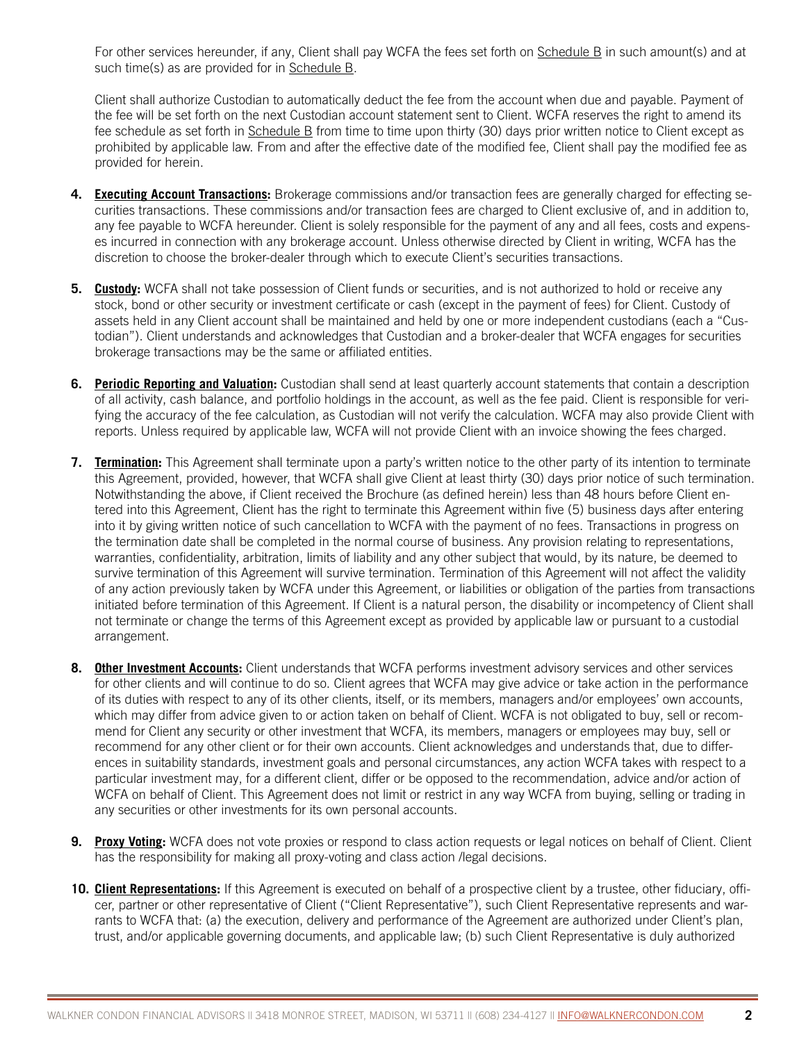For other services hereunder, if any, Client shall pay WCFA the fees set forth on Schedule B in such amount(s) and at such time(s) as are provided for in Schedule B.

Client shall authorize Custodian to automatically deduct the fee from the account when due and payable. Payment of the fee will be set forth on the next Custodian account statement sent to Client. WCFA reserves the right to amend its fee schedule as set forth in Schedule B from time to time upon thirty (30) days prior written notice to Client except as prohibited by applicable law. From and after the effective date of the modified fee, Client shall pay the modified fee as provided for herein.

4. **Executing Account Transactions:** Brokerage commissions and/or transaction fees are generally charged for effecting securities transactions. These commissions and/or transaction fees are charged to Client exclusive of, and in addition to, any fee payable to WCFA hereunder. Client is solely responsible for the payment of any and all fees, costs and expenses incurred in connection with any brokerage account. Unless otherwise directed by Client in writing, WCFA has the discretion to choose the broker-dealer through which to execute Client's securities transactions.

5. **Custody:** WCFA shall not take possession of Client funds or securities, and is not authorized to hold or receive any stock, bond or other security or investment certificate or cash (except in the payment of fees) for Client. Custody of assets held in any Client account shall be maintained and held by one or more independent custodians (each a "Custodian"). Client understands and acknowledges that Custodian and a broker-dealer that WCFA engages for securities brokerage transactions may be the same or affiliated entities.

6. **Periodic Reporting and Valuation:** Custodian shall send at least quarterly account statements that contain a description of all activity, cash balance, and portfolio holdings in the account, as well as the fee paid. Client is responsible for verifying the accuracy of the fee calculation, as Custodian will not verify the calculation. WCFA may also provide Client with reports. Unless required by applicable law, WCFA will not provide Client with an invoice showing the fees charged.

7. **Termination:** This Agreement shall terminate upon a party's written notice to the other party of its intention to terminate this Agreement, provided, however, that WCFA shall give Client at least thirty (30) days prior notice of such termination. Notwithstanding the above, if Client received the Brochure (as defined herein) less than 48 hours before Client entered into this Agreement, Client has the right to terminate this Agreement within five (5) business days after entering into it by giving written notice of such cancellation to WCFA with the payment of no fees. Transactions in progress on the termination date shall be completed in the normal course of business. Any provision relating to representations, warranties, confidentiality, arbitration, limits of liability and any other subject that would, by its nature, be deemed to survive termination of this Agreement will survive termination. Termination of this Agreement will not affect the validity of any action previously taken by WCFA under this Agreement, or liabilities or obligation of the parties from transactions initiated before termination of this Agreement. If Client is a natural person, the disability or incompetency of Client shall not terminate or change the terms of this Agreement except as provided by applicable law or pursuant to a custodial arrangement.

8. **Other Investment Accounts:** Client understands that WCFA performs investment advisory services and other services for other clients and will continue to do so. Client agrees that WCFA may give advice or take action in the performance of its duties with respect to any of its other clients, itself, or its members, managers and/or employees' own accounts, which may differ from advice given to or action taken on behalf of Client. WCFA is not obligated to buy, sell or recommend for Client any security or other investment that WCFA, its members, managers or employees may buy, sell or recommend for any other client or for their own accounts. Client acknowledges and understands that, due to differences in suitability standards, investment goals and personal circumstances, any action WCFA takes with respect to a particular investment may, for a different client, differ or be opposed to the recommendation, advice and/or action of WCFA on behalf of Client. This Agreement does not limit or restrict in any way WCFA from buying, selling or trading in any securities or other investments for its own personal accounts.

9. **Proxy Voting:** WCFA does not vote proxies or respond to class action requests or legal notices on behalf of Client. Client has the responsibility for making all proxy-voting and class action /legal decisions.

10. **Client Representations:** If this Agreement is executed on behalf of a prospective client by a trustee, other fiduciary, officer, partner or other representative of Client ("Client Representative"), such Client Representative represents and warrants to WCFA that: (a) the execution, delivery and performance of the Agreement are authorized under Client's plan, trust, and/or applicable governing documents, and applicable law; (b) such Client Representative is duly authorized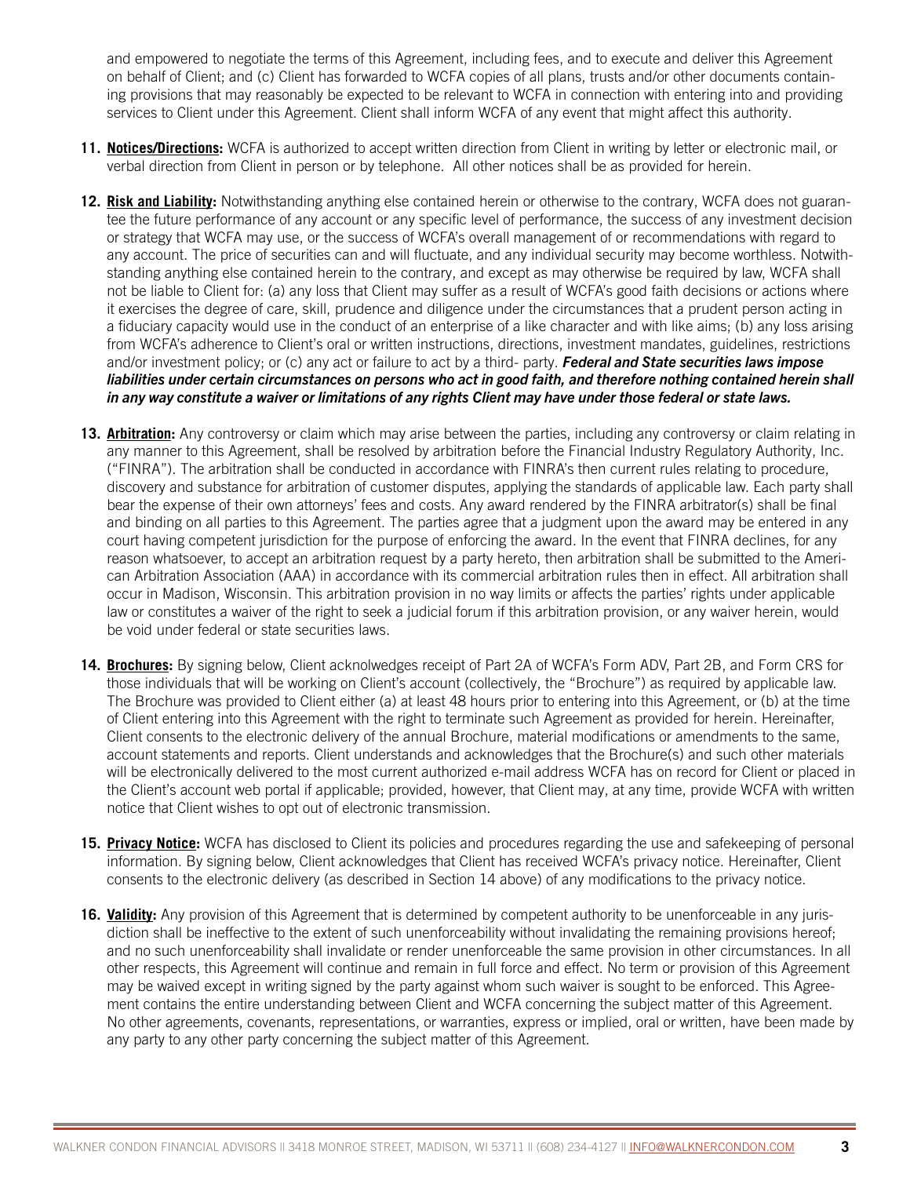and empowered to negotiate the terms of this Agreement, including fees, and to execute and deliver this Agreement on behalf of Client; and (c) Client has forwarded to WCFA copies of all plans, trusts and/or other documents containing provisions that may reasonably be expected to be relevant to WCFA in connection with entering into and providing services to Client under this Agreement. Client shall inform WCFA of any event that might affect this authority.

11. **Notices/Directions:** WCFA is authorized to accept written direction from Client in writing by letter or electronic mail, or verbal direction from Client in person or by telephone. All other notices shall be as provided for herein.

12. **Risk and Liability:** Notwithstanding anything else contained herein or otherwise to the contrary, WCFA does not guarantee the future performance of any account or any specific level of performance, the success of any investment decision or strategy that WCFA may use, or the success of WCFA's overall management of or recommendations with regard to any account. The price of securities can and will fluctuate, and any individual security may become worthless. Notwithstanding anything else contained herein to the contrary, and except as may otherwise be required by law, WCFA shall not be liable to Client for: (a) any loss that Client may suffer as a result of WCFA's good faith decisions or actions where it exercises the degree of care, skill, prudence and diligence under the circumstances that a prudent person acting in a fiduciary capacity would use in the conduct of an enterprise of a like character and with like aims; (b) any loss arising from WCFA's adherence to Client's oral or written instructions, directions, investment mandates, guidelines, restrictions and/or investment policy; or (c) any act or failure to act by a third- party. ***Federal and State securities laws impose liabilities under certain circumstances on persons who act in good faith, and therefore nothing contained herein shall in any way constitute a waiver or limitations of any rights Client may have under those federal or state laws.***

13. **Arbitration:** Any controversy or claim which may arise between the parties, including any controversy or claim relating in any manner to this Agreement, shall be resolved by arbitration before the Financial Industry Regulatory Authority, Inc. ("FINRA"). The arbitration shall be conducted in accordance with FINRA's then current rules relating to procedure, discovery and substance for arbitration of customer disputes, applying the standards of applicable law. Each party shall bear the expense of their own attorneys' fees and costs. Any award rendered by the FINRA arbitrator(s) shall be final and binding on all parties to this Agreement. The parties agree that a judgment upon the award may be entered in any court having competent jurisdiction for the purpose of enforcing the award. In the event that FINRA declines, for any reason whatsoever, to accept an arbitration request by a party hereto, then arbitration shall be submitted to the American Arbitration Association (AAA) in accordance with its commercial arbitration rules then in effect. All arbitration shall occur in Madison, Wisconsin. This arbitration provision in no way limits or affects the parties' rights under applicable law or constitutes a waiver of the right to seek a judicial forum if this arbitration provision, or any waiver herein, would be void under federal or state securities laws.

14. **Brochures:** By signing below, Client acknowledges receipt of Part 2A of WCFA's Form ADV, Part 2B, and Form CRS for those individuals that will be working on Client's account (collectively, the "Brochure") as required by applicable law. The Brochure was provided to Client either (a) at least 48 hours prior to entering into this Agreement, or (b) at the time of Client entering into this Agreement with the right to terminate such Agreement as provided for herein. Hereinafter, Client consents to the electronic delivery of the annual Brochure, material modifications or amendments to the same, account statements and reports. Client understands and acknowledges that the Brochure(s) and such other materials will be electronically delivered to the most current authorized e-mail address WCFA has on record for Client or placed in the Client's account web portal if applicable; provided, however, that Client may, at any time, provide WCFA with written notice that Client wishes to opt out of electronic transmission.

15. **Privacy Notice:** WCFA has disclosed to Client its policies and procedures regarding the use and safekeeping of personal information. By signing below, Client acknowledges that Client has received WCFA's privacy notice. Hereinafter, Client consents to the electronic delivery (as described in Section 14 above) of any modifications to the privacy notice.

16. **Validity:** Any provision of this Agreement that is determined by competent authority to be unenforceable in any jurisdiction shall be ineffective to the extent of such unenforceability without invalidating the remaining provisions hereof; and no such unenforceability shall invalidate or render unenforceable the same provision in other circumstances. In all other respects, this Agreement will continue and remain in full force and effect. No term or provision of this Agreement may be waived except in writing signed by the party against whom such waiver is sought to be enforced. This Agreement contains the entire understanding between Client and WCFA concerning the subject matter of this Agreement. No other agreements, covenants, representations, or warranties, express or implied, oral or written, have been made by any party to any other party concerning the subject matter of this Agreement.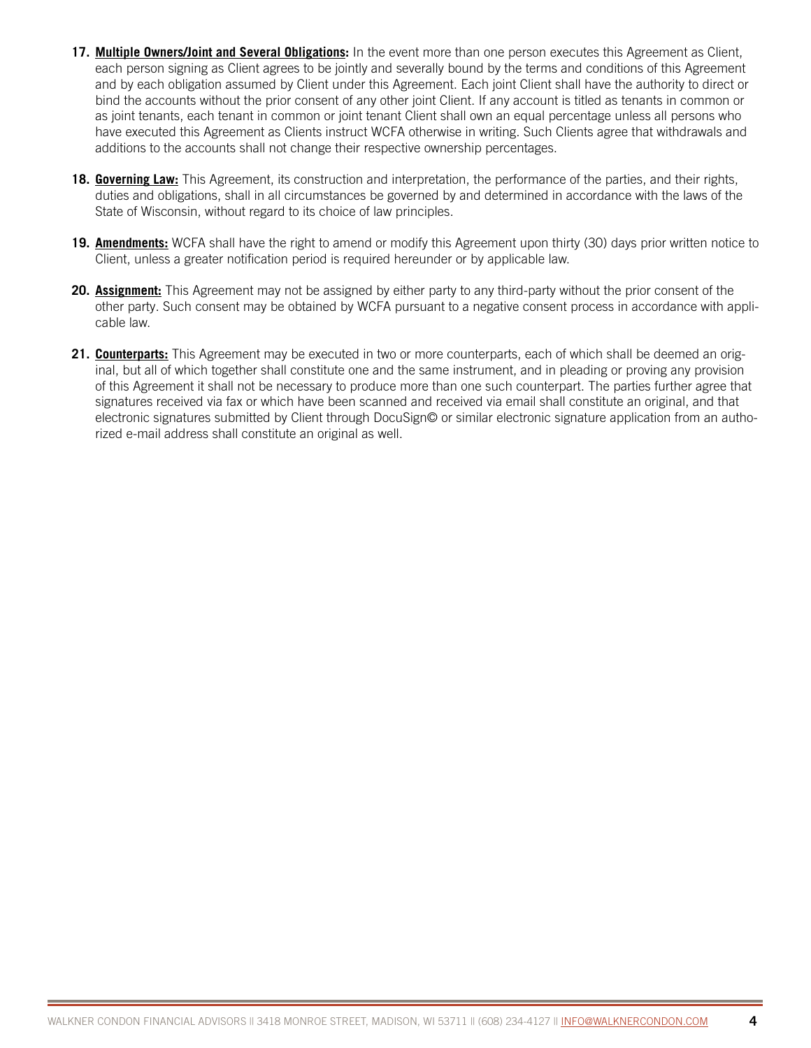17. **Multiple Owners/Joint and Several Obligations:** In the event more than one person executes this Agreement as Client, each person signing as Client agrees to be jointly and severally bound by the terms and conditions of this Agreement and by each obligation assumed by Client under this Agreement. Each joint Client shall have the authority to direct or bind the accounts without the prior consent of any other joint Client. If any account is titled as tenants in common or as joint tenants, each tenant in common or joint tenant Client shall own an equal percentage unless all persons who have executed this Agreement as Clients instruct WCFA otherwise in writing. Such Clients agree that withdrawals and additions to the accounts shall not change their respective ownership percentages.

18. **Governing Law:** This Agreement, its construction and interpretation, the performance of the parties, and their rights, duties and obligations, shall in all circumstances be governed by and determined in accordance with the laws of the State of Wisconsin, without regard to its choice of law principles.

19. **Amendments:** WCFA shall have the right to amend or modify this Agreement upon thirty (30) days prior written notice to Client, unless a greater notification period is required hereunder or by applicable law.

20. **Assignment:** This Agreement may not be assigned by either party to any third-party without the prior consent of the other party. Such consent may be obtained by WCFA pursuant to a negative consent process in accordance with applicable law.

21. **Counterparts:** This Agreement may be executed in two or more counterparts, each of which shall be deemed an original, but all of which together shall constitute one and the same instrument, and in pleading or proving any provision of this Agreement it shall not be necessary to produce more than one such counterpart. The parties further agree that signatures received via fax or which have been scanned and received via email shall constitute an original, and that electronic signatures submitted by Client through DocuSign© or similar electronic signature application from an authorized e-mail address shall constitute an original as well.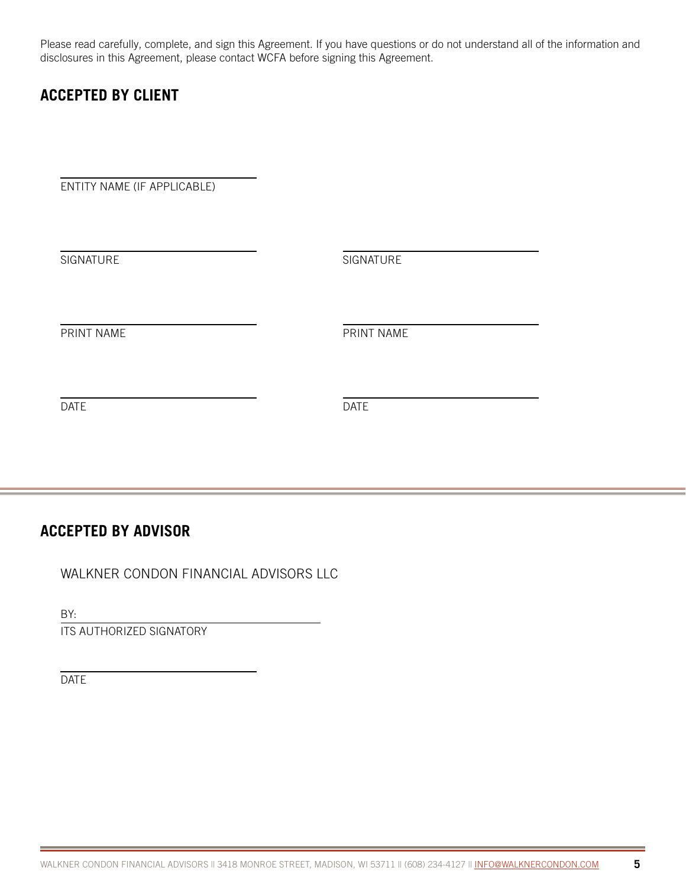Please read carefully, complete, and sign this Agreement. If you have questions or do not understand all of the information and disclosures in this Agreement, please contact WCFA before signing this Agreement.

## ACCEPTED BY CLIENT

\_\_\_\_\_\_\_\_\_\_\_\_\_\_\_\_\_\_\_\_\_\_\_\_\_\_\_\_\_\_
ENTITY NAME (IF APPLICABLE)

\_\_\_\_\_\_\_\_\_\_\_\_\_\_\_\_\_\_\_\_\_\_\_\_\_\_\_\_\_\_
SIGNATURE

\_\_\_\_\_\_\_\_\_\_\_\_\_\_\_\_\_\_\_\_\_\_\_\_\_\_\_\_\_\_
PRINT NAME

\_\_\_\_\_\_\_\_\_\_\_\_\_\_\_\_\_\_\_\_\_\_\_\_\_\_\_\_\_\_
DATE

\_\_\_\_\_\_\_\_\_\_\_\_\_\_\_\_\_\_\_\_\_\_\_\_\_\_\_\_\_\_
SIGNATURE

\_\_\_\_\_\_\_\_\_\_\_\_\_\_\_\_\_\_\_\_\_\_\_\_\_\_\_\_\_\_
PRINT NAME

\_\_\_\_\_\_\_\_\_\_\_\_\_\_\_\_\_\_\_\_\_\_\_\_\_\_\_\_\_\_
DATE

---

## ACCEPTED BY ADVISOR

WALKNER CONDON FINANCIAL ADVISORS LLC

BY: \_\_\_\_\_\_\_\_\_\_\_\_\_\_\_\_\_\_\_\_\_\_\_\_\_\_\_\_\_\_
ITS AUTHORIZED SIGNATORY

\_\_\_\_\_\_\_\_\_\_\_\_\_\_\_\_\_\_\_\_\_\_\_\_\_\_\_\_\_\_
DATE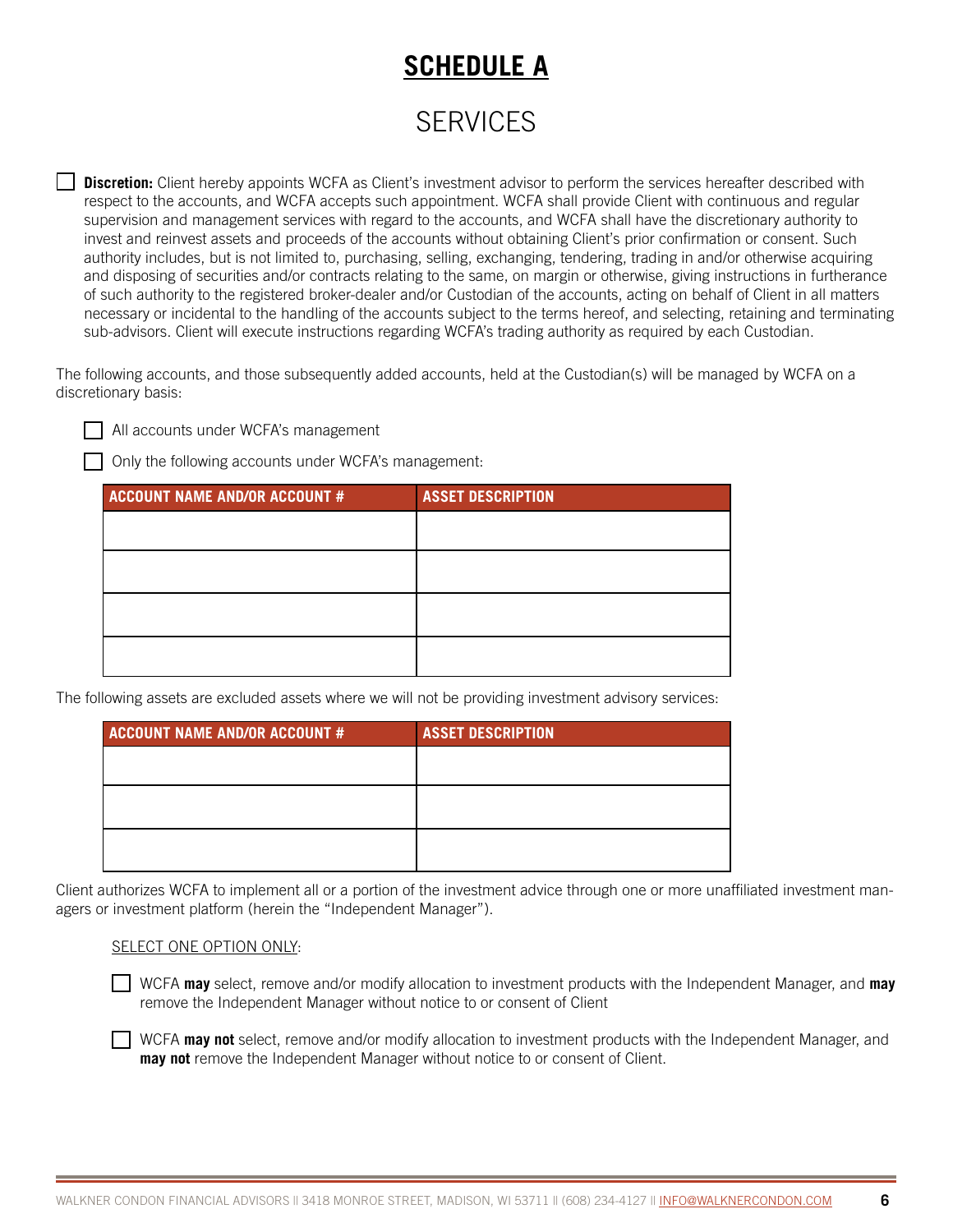# SCHEDULE A

## SERVICES

☐ **Discretion:** Client hereby appoints WCFA as Client's investment advisor to perform the services hereafter described with respect to the accounts, and WCFA accepts such appointment. WCFA shall provide Client with continuous and regular supervision and management services with regard to the accounts, and WCFA shall have the discretionary authority to invest and reinvest assets and proceeds of the accounts without obtaining Client's prior confirmation or consent. Such authority includes, but is not limited to, purchasing, selling, exchanging, tendering, trading in and/or otherwise acquiring and disposing of securities and/or contracts relating to the same, on margin or otherwise, giving instructions in furtherance of such authority to the registered broker-dealer and/or Custodian of the accounts, acting on behalf of Client in all matters necessary or incidental to the handling of the accounts subject to the terms hereof, and selecting, retaining and terminating sub-advisors. Client will execute instructions regarding WCFA's trading authority as required by each Custodian.

The following accounts, and those subsequently added accounts, held at the Custodian(s) will be managed by WCFA on a discretionary basis:

☐ All accounts under WCFA's management

☐ Only the following accounts under WCFA's management:

| ACCOUNT NAME AND/OR ACCOUNT # | ASSET DESCRIPTION |
|---|---|
| | |
| | |
| | |
| | |

The following assets are excluded assets where we will not be providing investment advisory services:

| ACCOUNT NAME AND/OR ACCOUNT # | ASSET DESCRIPTION |
|---|---|
| | |
| | |
| | |

Client authorizes WCFA to implement all or a portion of the investment advice through one or more unaffiliated investment managers or investment platform (herein the "Independent Manager").

SELECT ONE OPTION ONLY:

☐ WCFA **may** select, remove and/or modify allocation to investment products with the Independent Manager, and **may** remove the Independent Manager without notice to or consent of Client

☐ WCFA **may not** select, remove and/or modify allocation to investment products with the Independent Manager, and **may not** remove the Independent Manager without notice to or consent of Client.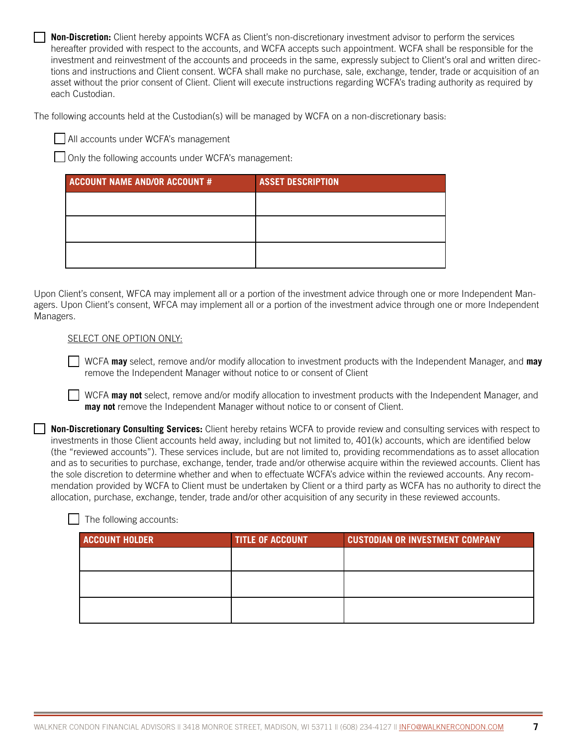☐ **Non-Discretion:** Client hereby appoints WCFA as Client's non-discretionary investment advisor to perform the services hereafter provided with respect to the accounts, and WCFA accepts such appointment. WCFA shall be responsible for the investment and reinvestment of the accounts and proceeds in the same, expressly subject to Client's oral and written directions and instructions and Client consent. WCFA shall make no purchase, sale, exchange, tender, trade or acquisition of an asset without the prior consent of Client. Client will execute instructions regarding WCFA's trading authority as required by each Custodian.

The following accounts held at the Custodian(s) will be managed by WCFA on a non-discretionary basis:

☐ All accounts under WCFA's management

☐ Only the following accounts under WCFA's management:

| ACCOUNT NAME AND/OR ACCOUNT # | ASSET DESCRIPTION |
|---|---|
| | |
| | |
| | |

Upon Client's consent, WFCA may implement all or a portion of the investment advice through one or more Independent Managers. Upon Client's consent, WFCA may implement all or a portion of the investment advice through one or more Independent Managers.

SELECT ONE OPTION ONLY:

☐ WCFA **may** select, remove and/or modify allocation to investment products with the Independent Manager, and **may** remove the Independent Manager without notice to or consent of Client

☐ WCFA **may not** select, remove and/or modify allocation to investment products with the Independent Manager, and **may not** remove the Independent Manager without notice to or consent of Client.

☐ **Non-Discretionary Consulting Services:** Client hereby retains WCFA to provide review and consulting services with respect to investments in those Client accounts held away, including but not limited to, 401(k) accounts, which are identified below (the "reviewed accounts"). These services include, but are not limited to, providing recommendations as to asset allocation and as to securities to purchase, exchange, tender, trade and/or otherwise acquire within the reviewed accounts. Client has the sole discretion to determine whether and when to effectuate WCFA's advice within the reviewed accounts. Any recommendation provided by WCFA to Client must be undertaken by Client or a third party as WCFA has no authority to direct the allocation, purchase, exchange, tender, trade and/or other acquisition of any security in these reviewed accounts.

☐ The following accounts:

| ACCOUNT HOLDER | TITLE OF ACCOUNT | CUSTODIAN OR INVESTMENT COMPANY |
|---|---|---|
| | | |
| | | |
| | | |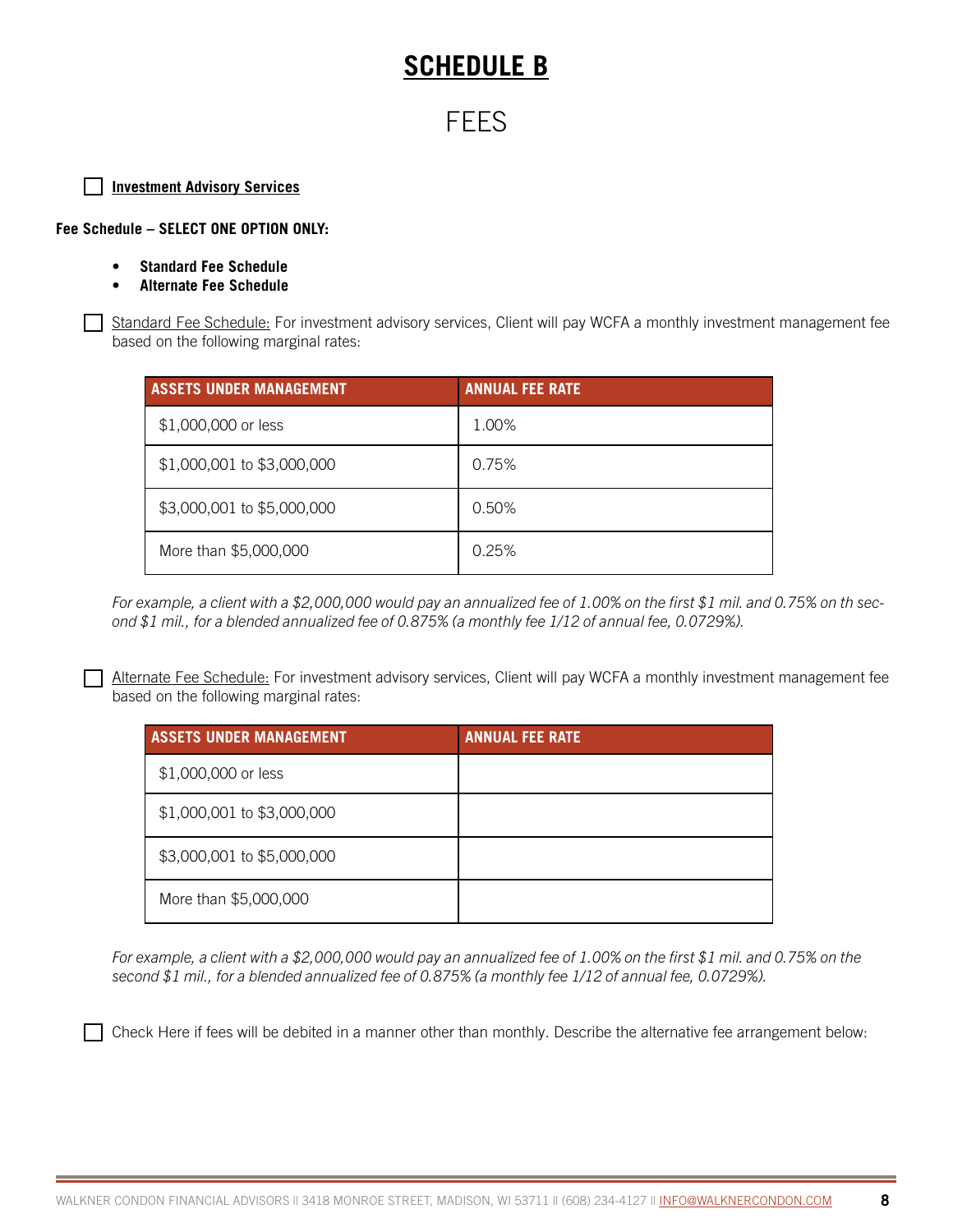# SCHEDULE B

## FEES

☐ **Investment Advisory Services**

**Fee Schedule – SELECT ONE OPTION ONLY:**

- **Standard Fee Schedule**
- **Alternate Fee Schedule**

☐ Standard Fee Schedule: For investment advisory services, Client will pay WCFA a monthly investment management fee based on the following marginal rates:

| ASSETS UNDER MANAGEMENT | ANNUAL FEE RATE |
|---|---|
| $1,000,000 or less | 1.00% |
| $1,000,001 to $3,000,000 | 0.75% |
| $3,000,001 to $5,000,000 | 0.50% |
| More than $5,000,000 | 0.25% |

*For example, a client with a $2,000,000 would pay an annualized fee of 1.00% on the first $1 mil. and 0.75% on th second $1 mil., for a blended annualized fee of 0.875% (a monthly fee 1/12 of annual fee, 0.0729%).*

☐ Alternate Fee Schedule: For investment advisory services, Client will pay WCFA a monthly investment management fee based on the following marginal rates:

| ASSETS UNDER MANAGEMENT | ANNUAL FEE RATE |
|---|---|
| $1,000,000 or less | |
| $1,000,001 to $3,000,000 | |
| $3,000,001 to $5,000,000 | |
| More than $5,000,000 | |

*For example, a client with a $2,000,000 would pay an annualized fee of 1.00% on the first $1 mil. and 0.75% on the second $1 mil., for a blended annualized fee of 0.875% (a monthly fee 1/12 of annual fee, 0.0729%).*

☐ Check Here if fees will be debited in a manner other than monthly. Describe the alternative fee arrangement below: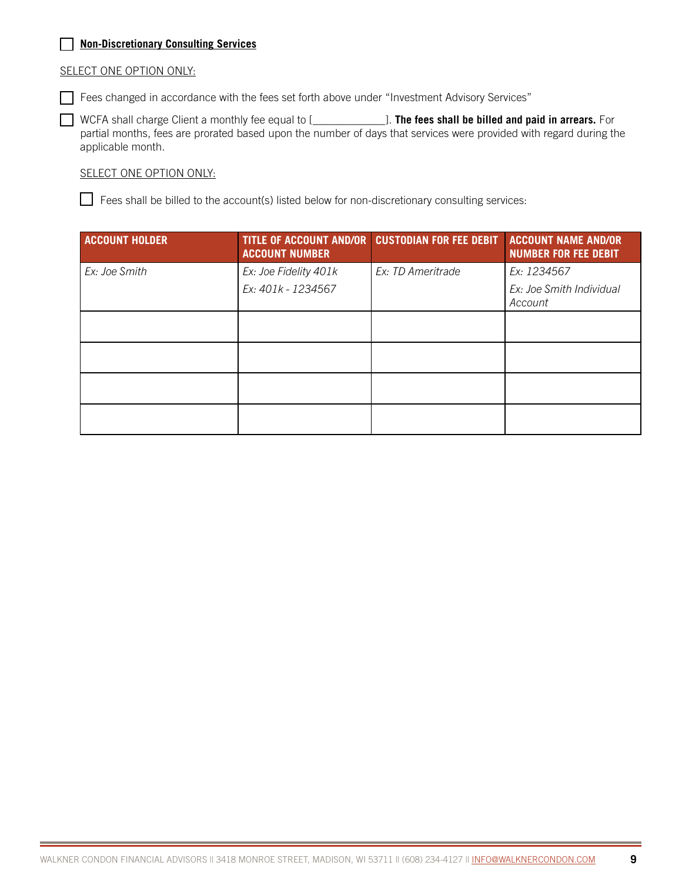☐ **Non-Discretionary Consulting Services**

SELECT ONE OPTION ONLY:

☐ Fees changed in accordance with the fees set forth above under "Investment Advisory Services"

☐ WCFA shall charge Client a monthly fee equal to [____________]. **The fees shall be billed and paid in arrears.** For partial months, fees are prorated based upon the number of days that services were provided with regard during the applicable month.

SELECT ONE OPTION ONLY:

☐ Fees shall be billed to the account(s) listed below for non-discretionary consulting services:

| ACCOUNT HOLDER | TITLE OF ACCOUNT AND/OR ACCOUNT NUMBER | CUSTODIAN FOR FEE DEBIT | ACCOUNT NAME AND/OR NUMBER FOR FEE DEBIT |
|---|---|---|---|
| *Ex: Joe Smith* | *Ex: Joe Fidelity 401k*<br>*Ex: 401k - 1234567* | *Ex: TD Ameritrade* | *Ex: 1234567*<br>*Ex: Joe Smith Individual Account* |
| | | | |
| | | | |
| | | | |
| | | | |